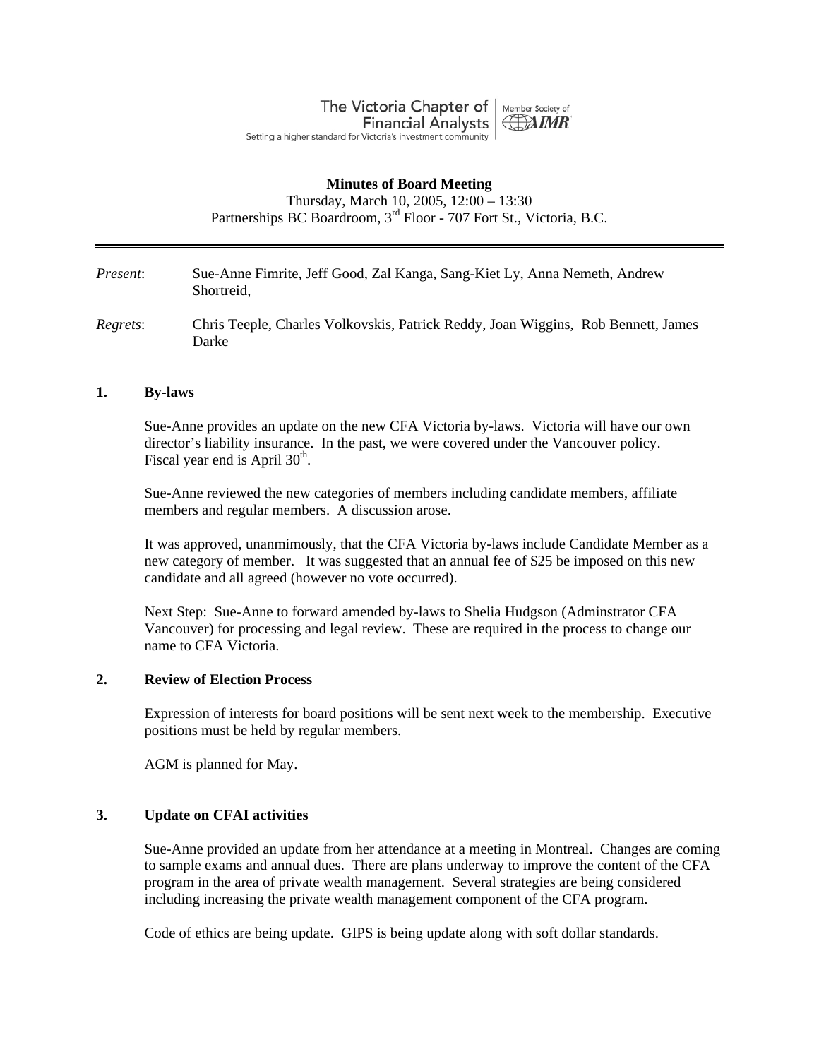The Victoria Chapter of Financial Analysts | Member Society of AIMR
Setting a higher standard for Victoria's investment community

**Minutes of Board Meeting**
Thursday, March 10, 2005, 12:00 – 13:30
Partnerships BC Boardroom, 3rd Floor - 707 Fort St., Victoria, B.C.

---

*Present*: Sue-Anne Fimrite, Jeff Good, Zal Kanga, Sang-Kiet Ly, Anna Nemeth, Andrew Shortreid,

*Regrets*: Chris Teeple, Charles Volkovskis, Patrick Reddy, Joan Wiggins, Rob Bennett, James Darke

## 1. By-laws

Sue-Anne provides an update on the new CFA Victoria by-laws. Victoria will have our own director's liability insurance. In the past, we were covered under the Vancouver policy. Fiscal year end is April 30th.

Sue-Anne reviewed the new categories of members including candidate members, affiliate members and regular members. A discussion arose.

It was approved, unanimously, that the CFA Victoria by-laws include Candidate Member as a new category of member. It was suggested that an annual fee of $25 be imposed on this new candidate and all agreed (however no vote occurred).

Next Step: Sue-Anne to forward amended by-laws to Shelia Hudgson (Adminstrator CFA Vancouver) for processing and legal review. These are required in the process to change our name to CFA Victoria.

## 2. Review of Election Process

Expression of interests for board positions will be sent next week to the membership. Executive positions must be held by regular members.

AGM is planned for May.

## 3. Update on CFAI activities

Sue-Anne provided an update from her attendance at a meeting in Montreal. Changes are coming to sample exams and annual dues. There are plans underway to improve the content of the CFA program in the area of private wealth management. Several strategies are being considered including increasing the private wealth management component of the CFA program.

Code of ethics are being update. GIPS is being update along with soft dollar standards.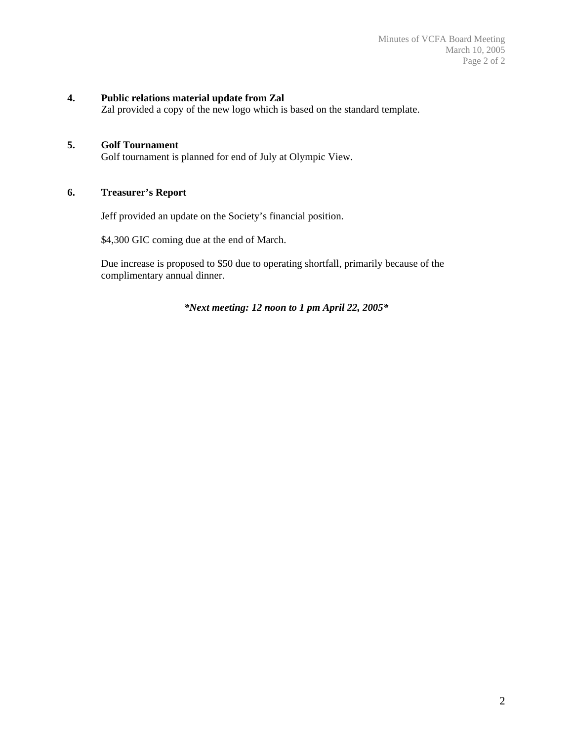**4. Public relations material update from Zal**

Zal provided a copy of the new logo which is based on the standard template.

**5. Golf Tournament**

Golf tournament is planned for end of July at Olympic View.

**6. Treasurer's Report**

Jeff provided an update on the Society's financial position.

$4,300 GIC coming due at the end of March.

Due increase is proposed to $50 due to operating shortfall, primarily because of the complimentary annual dinner.

***Next meeting: 12 noon to 1 pm April 22, 2005***